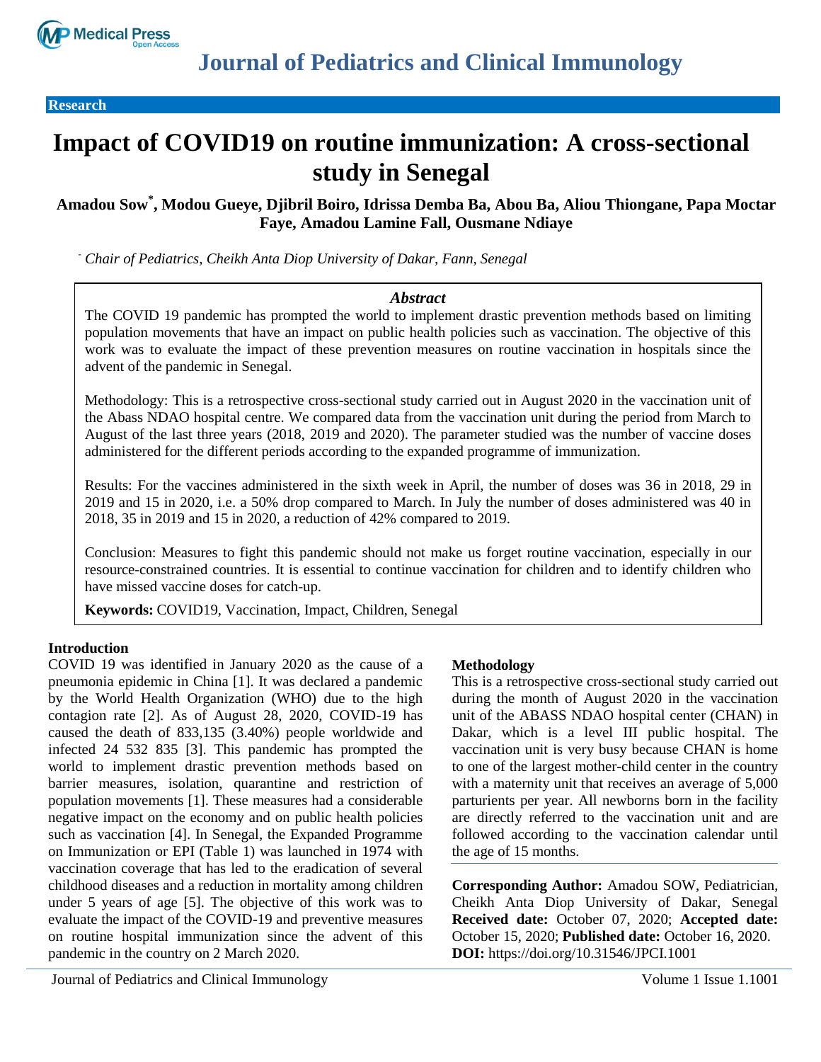# Impact of COVID19 on routine immunization: A cross-sectional study in Senegal

**Amadou Sow*, Modou Gueye, Djibril Boiro, Idrissa Demba Ba, Abou Ba, Aliou Thiongane, Papa Moctar Faye, Amadou Lamine Fall, Ousmane Ndiaye**

*Chair of Pediatrics, Cheikh Anta Diop University of Dakar, Fann, Senegal*

## *Abstract*

The COVID 19 pandemic has prompted the world to implement drastic prevention methods based on limiting population movements that have an impact on public health policies such as vaccination. The objective of this work was to evaluate the impact of these prevention measures on routine vaccination in hospitals since the advent of the pandemic in Senegal.

Methodology: This is a retrospective cross-sectional study carried out in August 2020 in the vaccination unit of the Abass NDAO hospital centre. We compared data from the vaccination unit during the period from March to August of the last three years (2018, 2019 and 2020). The parameter studied was the number of vaccine doses administered for the different periods according to the expanded programme of immunization.

Results: For the vaccines administered in the sixth week in April, the number of doses was 36 in 2018, 29 in 2019 and 15 in 2020, i.e. a 50% drop compared to March. In July the number of doses administered was 40 in 2018, 35 in 2019 and 15 in 2020, a reduction of 42% compared to 2019.

Conclusion: Measures to fight this pandemic should not make us forget routine vaccination, especially in our resource-constrained countries. It is essential to continue vaccination for children and to identify children who have missed vaccine doses for catch-up.

**Keywords:** COVID19, Vaccination, Impact, Children, Senegal

## Introduction

COVID 19 was identified in January 2020 as the cause of a pneumonia epidemic in China [1]. It was declared a pandemic by the World Health Organization (WHO) due to the high contagion rate [2]. As of August 28, 2020, COVID-19 has caused the death of 833,135 (3.40%) people worldwide and infected 24 532 835 [3]. This pandemic has prompted the world to implement drastic prevention methods based on barrier measures, isolation, quarantine and restriction of population movements [1]. These measures had a considerable negative impact on the economy and on public health policies such as vaccination [4]. In Senegal, the Expanded Programme on Immunization or EPI (Table 1) was launched in 1974 with vaccination coverage that has led to the eradication of several childhood diseases and a reduction in mortality among children under 5 years of age [5]. The objective of this work was to evaluate the impact of the COVID-19 and preventive measures on routine hospital immunization since the advent of this pandemic in the country on 2 March 2020.

## Methodology

This is a retrospective cross-sectional study carried out during the month of August 2020 in the vaccination unit of the ABASS NDAO hospital center (CHAN) in Dakar, which is a level III public hospital. The vaccination unit is very busy because CHAN is home to one of the largest mother-child center in the country with a maternity unit that receives an average of 5,000 parturients per year. All newborns born in the facility are directly referred to the vaccination unit and are followed according to the vaccination calendar until the age of 15 months.

**Corresponding Author:** Amadou SOW, Pediatrician, Cheikh Anta Diop University of Dakar, Senegal
**Received date:** October 07, 2020; **Accepted date:** October 15, 2020; **Published date:** October 16, 2020.
**DOI:** https://doi.org/10.31546/JPCI.1001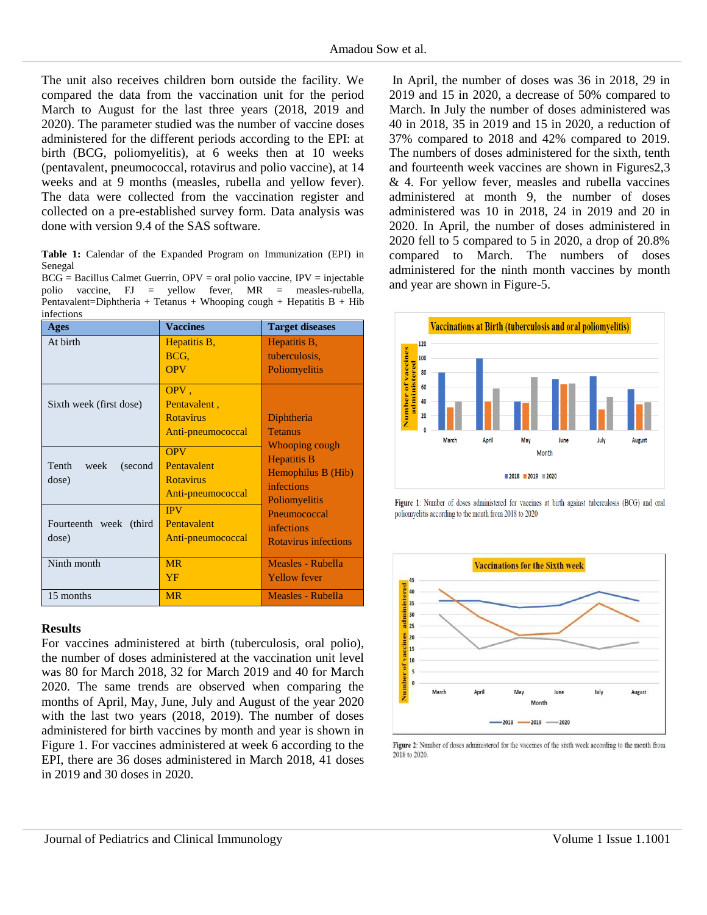The unit also receives children born outside the facility. We compared the data from the vaccination unit for the period March to August for the last three years (2018, 2019 and 2020). The parameter studied was the number of vaccine doses administered for the different periods according to the EPI: at birth (BCG, poliomyelitis), at 6 weeks then at 10 weeks (pentavalent, pneumococcal, rotavirus and polio vaccine), at 14 weeks and at 9 months (measles, rubella and yellow fever). The data were collected from the vaccination register and collected on a pre-established survey form. Data analysis was done with version 9.4 of the SAS software.

**Table 1:** Calendar of the Expanded Program on Immunization (EPI) in Senegal

BCG = Bacillus Calmet Guerrin, OPV = oral polio vaccine, IPV = injectable polio vaccine, FJ = yellow fever, MR = measles-rubella, Pentavalent=Diphtheria + Tetanus + Whooping cough + Hepatitis B + Hib infections

| Ages | Vaccines | Target diseases |
|---|---|---|
| At birth | Hepatitis B, BCG, OPV | Hepatitis B, tuberculosis, Poliomyelitis |
| Sixth week (first dose) | OPV , Pentavalent , Rotavirus Anti-pneumococcal | Diphtheria Tetanus Whooping cough Hepatitis B Hemophilus B (Hib) infections Poliomyelitis Pneumococcal infections Rotavirus infections |
| Tenth week (second dose) | OPV Pentavalent Rotavirus Anti-pneumococcal | |
| Fourteenth week (third dose) | IPV Pentavalent Anti-pneumococcal | |
| Ninth month | MR YF | Measles - Rubella Yellow fever |
| 15 months | MR | Measles - Rubella |

## Results

For vaccines administered at birth (tuberculosis, oral polio), the number of doses administered at the vaccination unit level was 80 for March 2018, 32 for March 2019 and 40 for March 2020. The same trends are observed when comparing the months of April, May, June, July and August of the year 2020 with the last two years (2018, 2019). The number of doses administered for birth vaccines by month and year is shown in Figure 1. For vaccines administered at week 6 according to the EPI, there are 36 doses administered in March 2018, 41 doses in 2019 and 30 doses in 2020.

In April, the number of doses was 36 in 2018, 29 in 2019 and 15 in 2020, a decrease of 50% compared to March. In July the number of doses administered was 40 in 2018, 35 in 2019 and 15 in 2020, a reduction of 37% compared to 2018 and 42% compared to 2019. The numbers of doses administered for the sixth, tenth and fourteenth week vaccines are shown in Figures2,3 & 4. For yellow fever, measles and rubella vaccines administered at month 9, the number of doses administered was 10 in 2018, 24 in 2019 and 20 in 2020. In April, the number of doses administered in 2020 fell to 5 compared to 5 in 2020, a drop of 20.8% compared to March. The numbers of doses administered for the ninth month vaccines by month and year are shown in Figure-5.

**Figure 1**: Number of doses administered for vaccines at birth against tuberculosis (BCG) and oral poliomyelitis according to the month from 2018 to 2020

**Figure 2**: Number of doses administered for the vaccines of the sixth week according to the month from 2018 to 2020.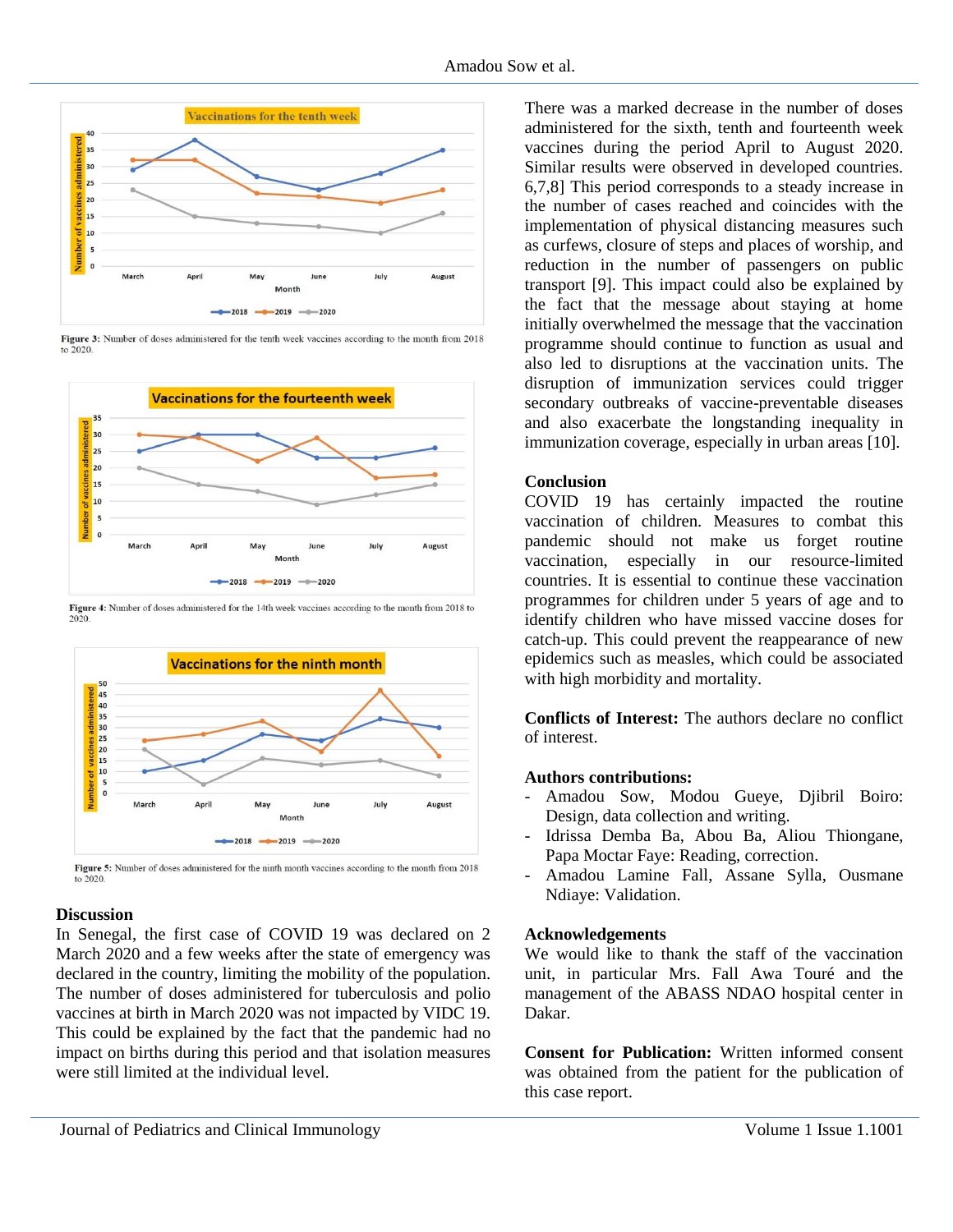Figure 3: Number of doses administered for the tenth week vaccines according to the month from 2018 to 2020.

Figure 4: Number of doses administered for the 14th week vaccines according to the month from 2018 to 2020.

Figure 5: Number of doses administered for the ninth month vaccines according to the month from 2018 to 2020.

## Discussion

In Senegal, the first case of COVID 19 was declared on 2 March 2020 and a few weeks after the state of emergency was declared in the country, limiting the mobility of the population. The number of doses administered for tuberculosis and polio vaccines at birth in March 2020 was not impacted by VIDC 19. This could be explained by the fact that the pandemic had no impact on births during this period and that isolation measures were still limited at the individual level.

There was a marked decrease in the number of doses administered for the sixth, tenth and fourteenth week vaccines during the period April to August 2020. Similar results were observed in developed countries. 6,7,8] This period corresponds to a steady increase in the number of cases reached and coincides with the implementation of physical distancing measures such as curfews, closure of steps and places of worship, and reduction in the number of passengers on public transport [9]. This impact could also be explained by the fact that the message about staying at home initially overwhelmed the message that the vaccination programme should continue to function as usual and also led to disruptions at the vaccination units. The disruption of immunization services could trigger secondary outbreaks of vaccine-preventable diseases and also exacerbate the longstanding inequality in immunization coverage, especially in urban areas [10].

## Conclusion

COVID 19 has certainly impacted the routine vaccination of children. Measures to combat this pandemic should not make us forget routine vaccination, especially in our resource-limited countries. It is essential to continue these vaccination programmes for children under 5 years of age and to identify children who have missed vaccine doses for catch-up. This could prevent the reappearance of new epidemics such as measles, which could be associated with high morbidity and mortality.

**Conflicts of Interest:** The authors declare no conflict of interest.

**Authors contributions:**

- Amadou Sow, Modou Gueye, Djibril Boiro: Design, data collection and writing.
- Idrissa Demba Ba, Abou Ba, Aliou Thiongane, Papa Moctar Faye: Reading, correction.
- Amadou Lamine Fall, Assane Sylla, Ousmane Ndiaye: Validation.

**Acknowledgements**

We would like to thank the staff of the vaccination unit, in particular Mrs. Fall Awa Touré and the management of the ABASS NDAO hospital center in Dakar.

**Consent for Publication:** Written informed consent was obtained from the patient for the publication of this case report.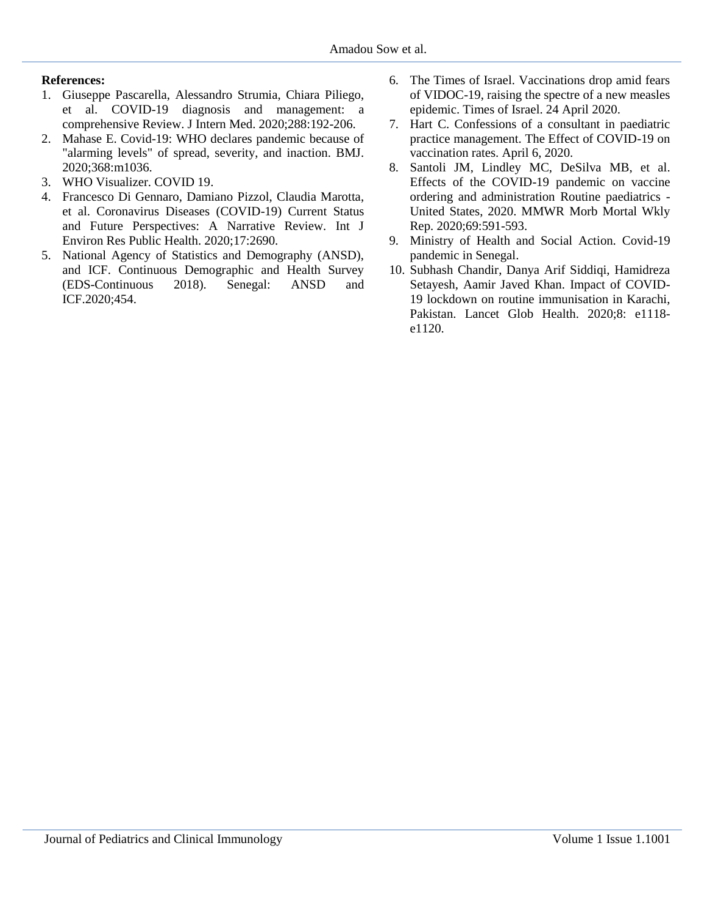**References:**

1. Giuseppe Pascarella, Alessandro Strumia, Chiara Piliego, et al. COVID-19 diagnosis and management: a comprehensive Review. J Intern Med. 2020;288:192-206.
2. Mahase E. Covid-19: WHO declares pandemic because of "alarming levels" of spread, severity, and inaction. BMJ. 2020;368:m1036.
3. WHO Visualizer. COVID 19.
4. Francesco Di Gennaro, Damiano Pizzol, Claudia Marotta, et al. Coronavirus Diseases (COVID-19) Current Status and Future Perspectives: A Narrative Review. Int J Environ Res Public Health. 2020;17:2690.
5. National Agency of Statistics and Demography (ANSD), and ICF. Continuous Demographic and Health Survey (EDS-Continuous 2018). Senegal: ANSD and ICF.2020;454.
6. The Times of Israel. Vaccinations drop amid fears of VIDOC-19, raising the spectre of a new measles epidemic. Times of Israel. 24 April 2020.
7. Hart C. Confessions of a consultant in paediatric practice management. The Effect of COVID-19 on vaccination rates. April 6, 2020.
8. Santoli JM, Lindley MC, DeSilva MB, et al. Effects of the COVID-19 pandemic on vaccine ordering and administration Routine paediatrics - United States, 2020. MMWR Morb Mortal Wkly Rep. 2020;69:591-593.
9. Ministry of Health and Social Action. Covid-19 pandemic in Senegal.
10. Subhash Chandir, Danya Arif Siddiqi, Hamidreza Setayesh, Aamir Javed Khan. Impact of COVID-19 lockdown on routine immunisation in Karachi, Pakistan. Lancet Glob Health. 2020;8: e1118-e1120.